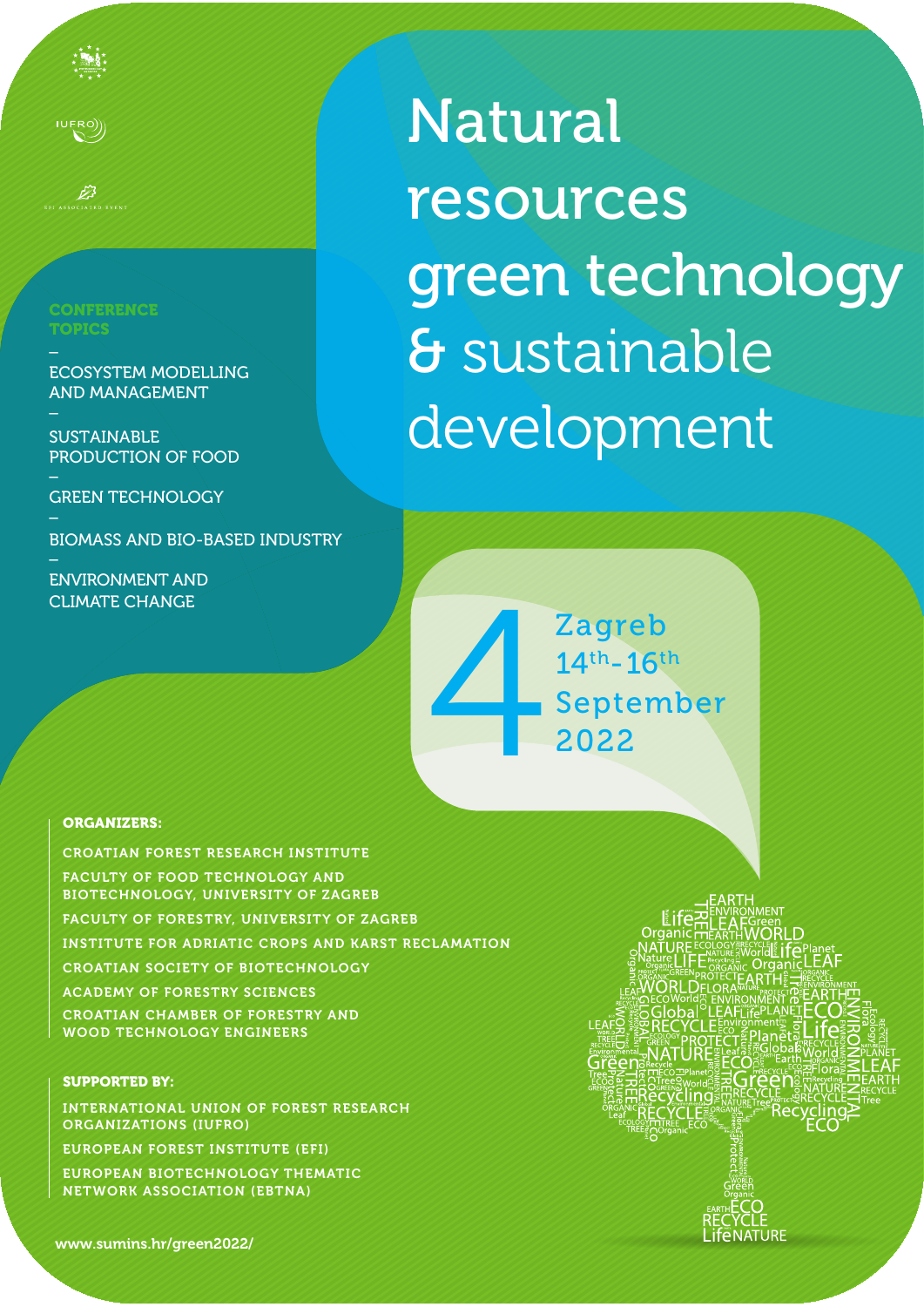# Natural resources green technology & sustainable development

## CONFERENCE TOPICS

- ECOSYSTEM MODELLING AND MANAGEMENT
- SUSTAINABLE PRODUCTION OF FOOD
- GREEN TECHNOLOGY
- BIOMASS AND BIO-BASED INDUSTRY
- ENVIRONMENT AND CLIMATE CHANGE

4

Zagreb
14th-16th
September
2022

**ORGANIZERS:**

CROATIAN FOREST RESEARCH INSTITUTE

FACULTY OF FOOD TECHNOLOGY AND BIOTECHNOLOGY, UNIVERSITY OF ZAGREB

FACULTY OF FORESTRY, UNIVERSITY OF ZAGREB

INSTITUTE FOR ADRIATIC CROPS AND KARST RECLAMATION

CROATIAN SOCIETY OF BIOTECHNOLOGY

ACADEMY OF FORESTRY SCIENCES

CROATIAN CHAMBER OF FORESTRY AND WOOD TECHNOLOGY ENGINEERS

**SUPPORTED BY:**

INTERNATIONAL UNION OF FOREST RESEARCH ORGANIZATIONS (IUFRO)

EUROPEAN FOREST INSTITUTE (EFI)

EUROPEAN BIOTECHNOLOGY THEMATIC NETWORK ASSOCIATION (EBTNA)

www.sumins.hr/green2022/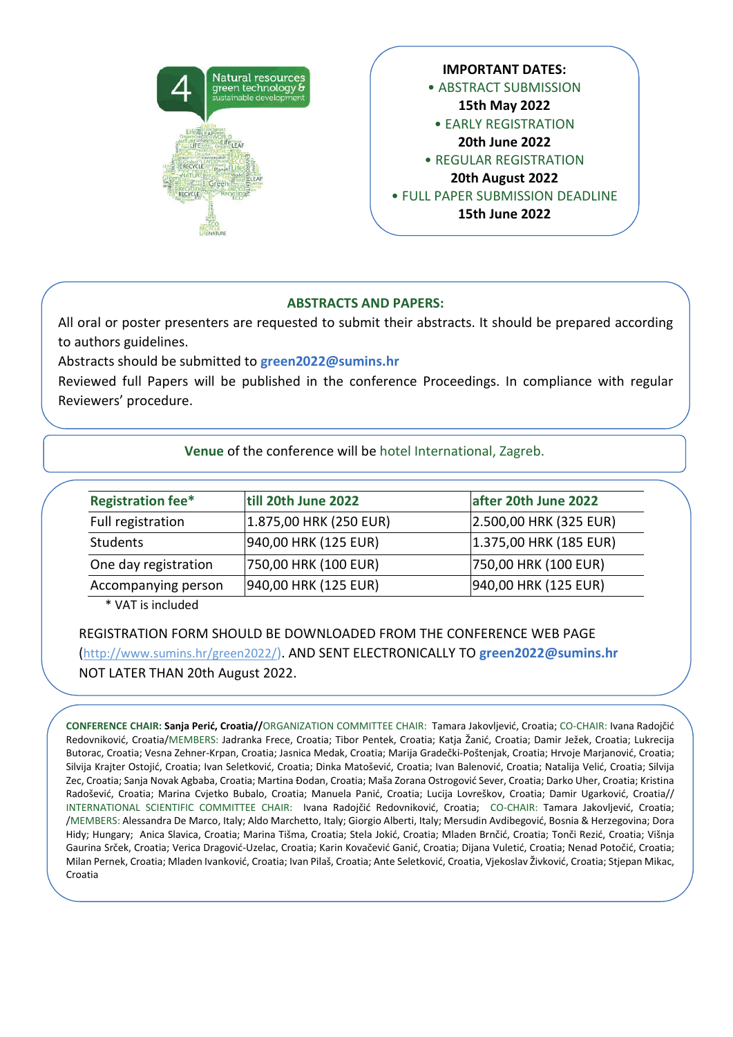4 Natural resources green technology & sustainable development

**IMPORTANT DATES:**

- ABSTRACT SUBMISSION
  **15th May 2022**
- EARLY REGISTRATION
  **20th June 2022**
- REGULAR REGISTRATION
  **20th August 2022**
- FULL PAPER SUBMISSION DEADLINE
  **15th June 2022**

## ABSTRACTS AND PAPERS:

All oral or poster presenters are requested to submit their abstracts. It should be prepared according to authors guidelines.

Abstracts should be submitted to **green2022@sumins.hr**

Reviewed full Papers will be published in the conference Proceedings. In compliance with regular Reviewers' procedure.

**Venue** of the conference will be hotel International, Zagreb.

| Registration fee* | till 20th June 2022 | after 20th June 2022 |
|---|---|---|
| Full registration | 1.875,00 HRK (250 EUR) | 2.500,00 HRK (325 EUR) |
| Students | 940,00 HRK (125 EUR) | 1.375,00 HRK (185 EUR) |
| One day registration | 750,00 HRK (100 EUR) | 750,00 HRK (100 EUR) |
| Accompanying person | 940,00 HRK (125 EUR) | 940,00 HRK (125 EUR) |

* VAT is included

REGISTRATION FORM SHOULD BE DOWNLOADED FROM THE CONFERENCE WEB PAGE (http://www.sumins.hr/green2022/). AND SENT ELECTRONICALLY TO **green2022@sumins.hr** NOT LATER THAN 20th August 2022.

**CONFERENCE CHAIR: Sanja Perić, Croatia//**ORGANIZATION COMMITTEE CHAIR: Tamara Jakovljević, Croatia; CO-CHAIR: Ivana Radojčić Redovniković, Croatia/MEMBERS: Jadranka Frece, Croatia; Tibor Pentek, Croatia; Katja Žanić, Croatia; Damir Ježek, Croatia; Lukrecija Butorac, Croatia; Vesna Zehner-Krpan, Croatia; Jasnica Medak, Croatia; Marija Gradečki-Poštenjak, Croatia; Hrvoje Marjanović, Croatia; Silvija Krajter Ostojić, Croatia; Ivan Seletković, Croatia; Dinka Matošević, Croatia; Ivan Balenović, Croatia; Natalija Velić, Croatia; Silvija Zec, Croatia; Sanja Novak Agbaba, Croatia; Martina Đodan, Croatia; Maša Zorana Ostrogović Sever, Croatia; Darko Uher, Croatia; Kristina Radošević, Croatia; Marina Cvjetko Bubalo, Croatia; Manuela Panić, Croatia; Lucija Lovreškov, Croatia; Damir Ugarković, Croatia// INTERNATIONAL SCIENTIFIC COMMITTEE CHAIR: Ivana Radojčić Redovniković, Croatia; CO-CHAIR: Tamara Jakovljević, Croatia; /MEMBERS: Alessandra De Marco, Italy; Aldo Marchetto, Italy; Giorgio Alberti, Italy; Mersudin Avdibegović, Bosnia & Herzegovina; Dora Hidy; Hungary; Anica Slavica, Croatia; Marina Tišma, Croatia; Stela Jokić, Croatia; Mladen Brnčić, Croatia; Tonči Rezić, Croatia; Višnja Gaurina Srček, Croatia; Verica Dragović-Uzelac, Croatia; Karin Kovačević Ganić, Croatia; Dijana Vuletić, Croatia; Nenad Potočić, Croatia; Milan Pernek, Croatia; Mladen Ivanković, Croatia; Ivan Pilaš, Croatia; Ante Seletković, Croatia, Vjekoslav Živković, Croatia; Stjepan Mikac, Croatia